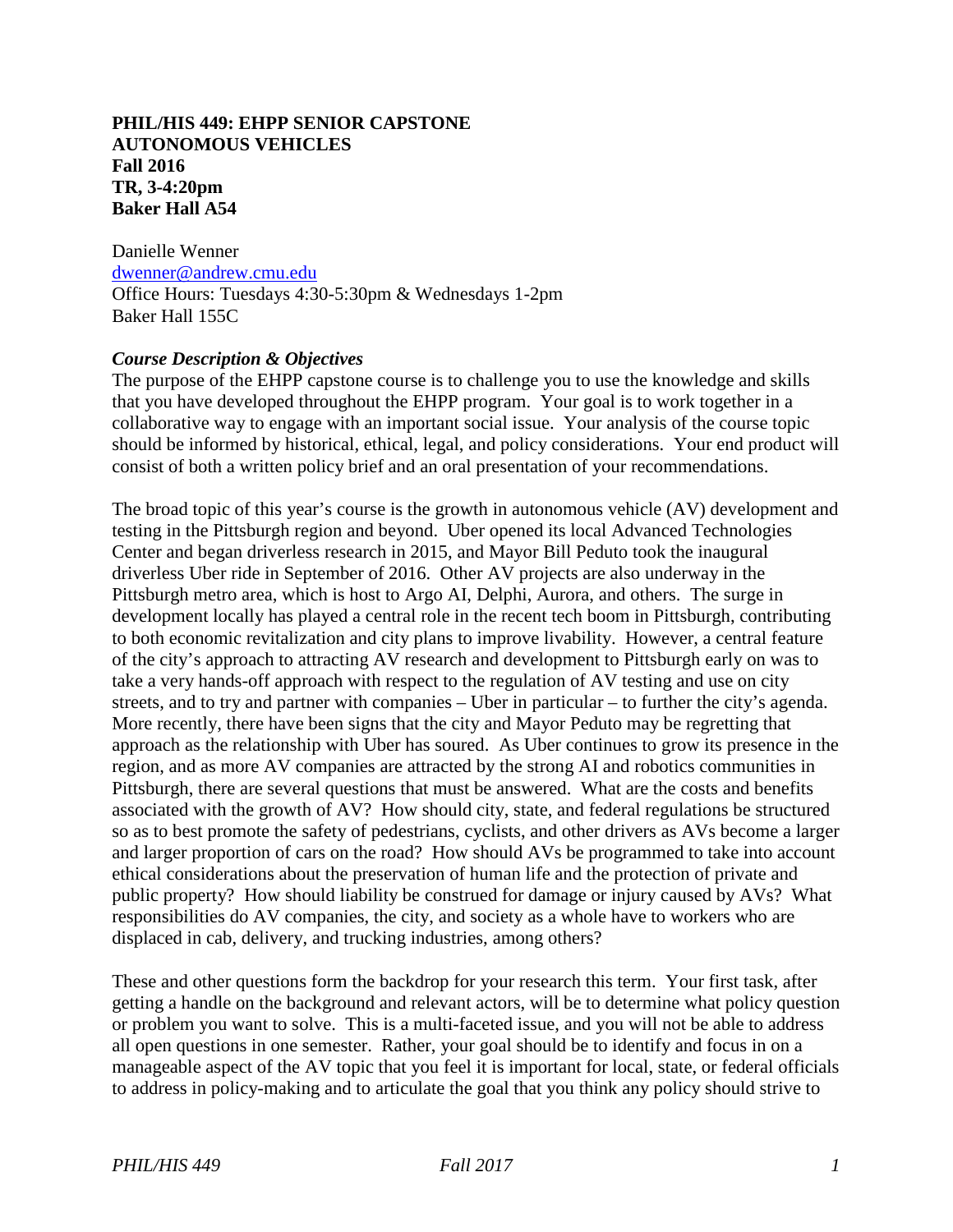**PHIL/HIS 449: EHPP SENIOR CAPSTONE**
**AUTONOMOUS VEHICLES**
**Fall 2016**
**TR, 3-4:20pm**
**Baker Hall A54**

Danielle Wenner
dwenner@andrew.cmu.edu
Office Hours: Tuesdays 4:30-5:30pm & Wednesdays 1-2pm
Baker Hall 155C

***Course Description & Objectives***

The purpose of the EHPP capstone course is to challenge you to use the knowledge and skills that you have developed throughout the EHPP program. Your goal is to work together in a collaborative way to engage with an important social issue. Your analysis of the course topic should be informed by historical, ethical, legal, and policy considerations. Your end product will consist of both a written policy brief and an oral presentation of your recommendations.

The broad topic of this year's course is the growth in autonomous vehicle (AV) development and testing in the Pittsburgh region and beyond. Uber opened its local Advanced Technologies Center and began driverless research in 2015, and Mayor Bill Peduto took the inaugural driverless Uber ride in September of 2016. Other AV projects are also underway in the Pittsburgh metro area, which is host to Argo AI, Delphi, Aurora, and others. The surge in development locally has played a central role in the recent tech boom in Pittsburgh, contributing to both economic revitalization and city plans to improve livability. However, a central feature of the city's approach to attracting AV research and development to Pittsburgh early on was to take a very hands-off approach with respect to the regulation of AV testing and use on city streets, and to try and partner with companies – Uber in particular – to further the city's agenda. More recently, there have been signs that the city and Mayor Peduto may be regretting that approach as the relationship with Uber has soured. As Uber continues to grow its presence in the region, and as more AV companies are attracted by the strong AI and robotics communities in Pittsburgh, there are several questions that must be answered. What are the costs and benefits associated with the growth of AV? How should city, state, and federal regulations be structured so as to best promote the safety of pedestrians, cyclists, and other drivers as AVs become a larger and larger proportion of cars on the road? How should AVs be programmed to take into account ethical considerations about the preservation of human life and the protection of private and public property? How should liability be construed for damage or injury caused by AVs? What responsibilities do AV companies, the city, and society as a whole have to workers who are displaced in cab, delivery, and trucking industries, among others?

These and other questions form the backdrop for your research this term. Your first task, after getting a handle on the background and relevant actors, will be to determine what policy question or problem you want to solve. This is a multi-faceted issue, and you will not be able to address all open questions in one semester. Rather, your goal should be to identify and focus in on a manageable aspect of the AV topic that you feel it is important for local, state, or federal officials to address in policy-making and to articulate the goal that you think any policy should strive to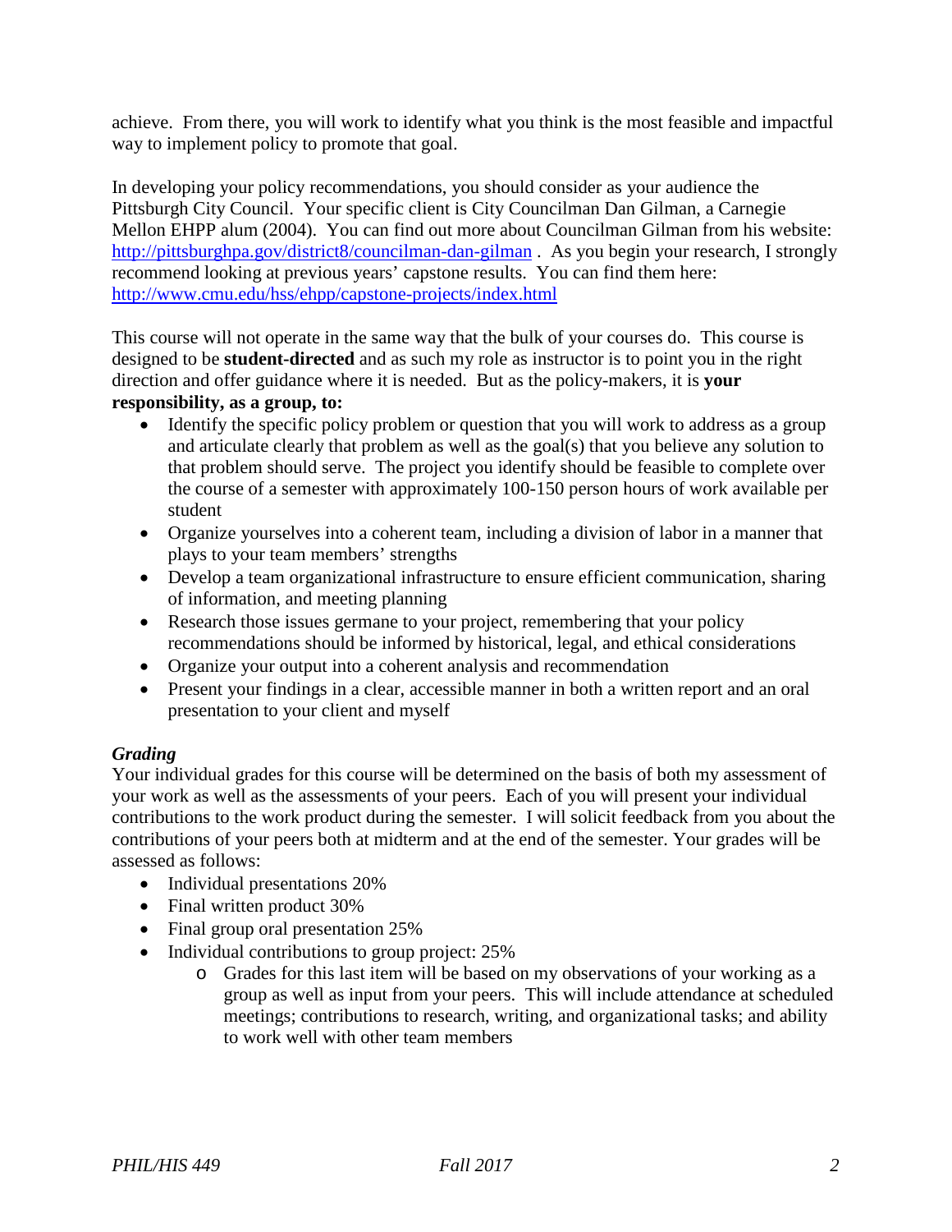achieve. From there, you will work to identify what you think is the most feasible and impactful way to implement policy to promote that goal.

In developing your policy recommendations, you should consider as your audience the Pittsburgh City Council. Your specific client is City Councilman Dan Gilman, a Carnegie Mellon EHPP alum (2004). You can find out more about Councilman Gilman from his website: http://pittsburghpa.gov/district8/councilman-dan-gilman . As you begin your research, I strongly recommend looking at previous years' capstone results. You can find them here: http://www.cmu.edu/hss/ehpp/capstone-projects/index.html

This course will not operate in the same way that the bulk of your courses do. This course is designed to be **student-directed** and as such my role as instructor is to point you in the right direction and offer guidance where it is needed. But as the policy-makers, it is **your responsibility, as a group, to:**

- Identify the specific policy problem or question that you will work to address as a group and articulate clearly that problem as well as the goal(s) that you believe any solution to that problem should serve. The project you identify should be feasible to complete over the course of a semester with approximately 100-150 person hours of work available per student
- Organize yourselves into a coherent team, including a division of labor in a manner that plays to your team members' strengths
- Develop a team organizational infrastructure to ensure efficient communication, sharing of information, and meeting planning
- Research those issues germane to your project, remembering that your policy recommendations should be informed by historical, legal, and ethical considerations
- Organize your output into a coherent analysis and recommendation
- Present your findings in a clear, accessible manner in both a written report and an oral presentation to your client and myself

### *Grading*

Your individual grades for this course will be determined on the basis of both my assessment of your work as well as the assessments of your peers. Each of you will present your individual contributions to the work product during the semester. I will solicit feedback from you about the contributions of your peers both at midterm and at the end of the semester. Your grades will be assessed as follows:

- Individual presentations 20%
- Final written product 30%
- Final group oral presentation 25%
- Individual contributions to group project: 25%
    - Grades for this last item will be based on my observations of your working as a group as well as input from your peers. This will include attendance at scheduled meetings; contributions to research, writing, and organizational tasks; and ability to work well with other team members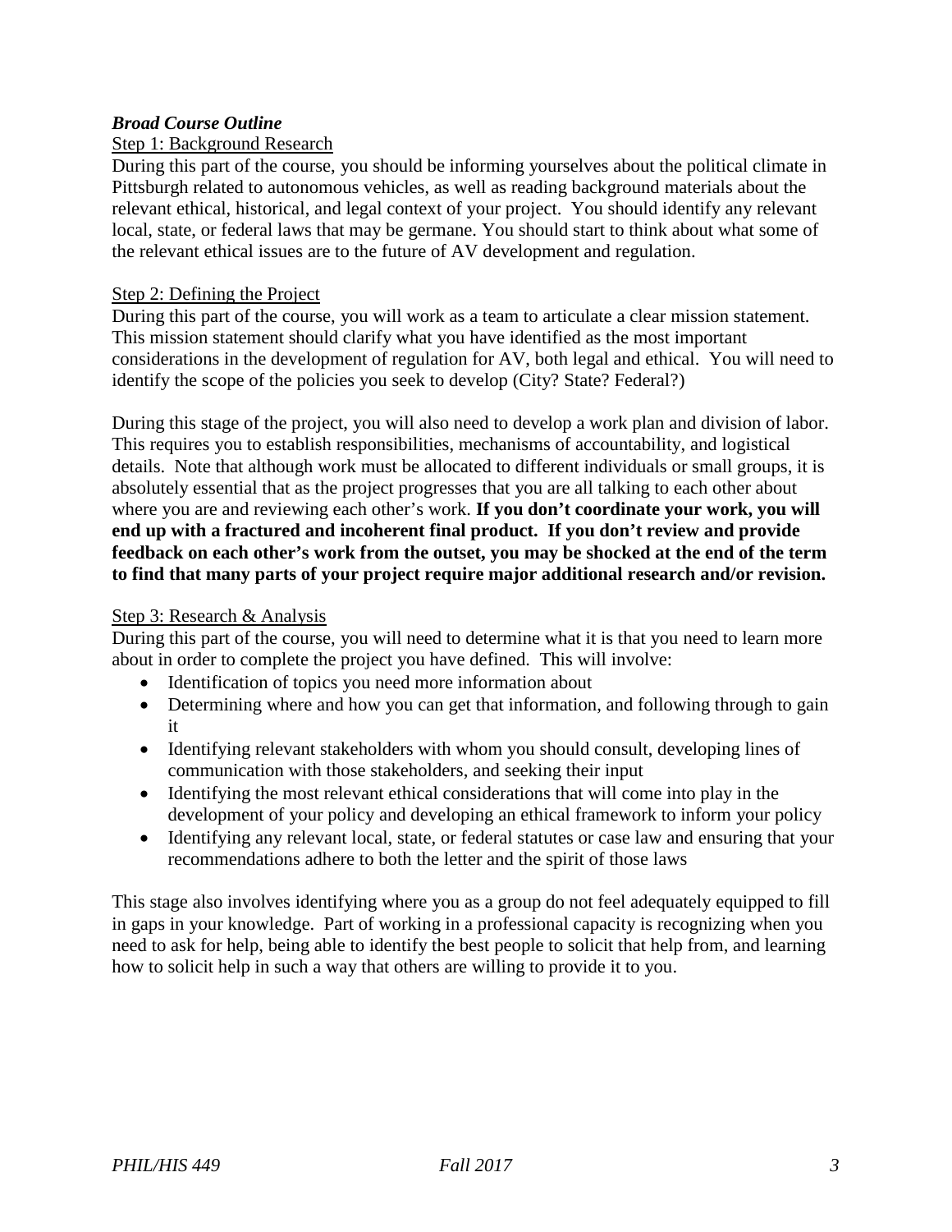***Broad Course Outline***

Step 1: Background Research

During this part of the course, you should be informing yourselves about the political climate in Pittsburgh related to autonomous vehicles, as well as reading background materials about the relevant ethical, historical, and legal context of your project. You should identify any relevant local, state, or federal laws that may be germane. You should start to think about what some of the relevant ethical issues are to the future of AV development and regulation.

Step 2: Defining the Project

During this part of the course, you will work as a team to articulate a clear mission statement. This mission statement should clarify what you have identified as the most important considerations in the development of regulation for AV, both legal and ethical. You will need to identify the scope of the policies you seek to develop (City? State? Federal?)

During this stage of the project, you will also need to develop a work plan and division of labor. This requires you to establish responsibilities, mechanisms of accountability, and logistical details. Note that although work must be allocated to different individuals or small groups, it is absolutely essential that as the project progresses that you are all talking to each other about where you are and reviewing each other's work. **If you don't coordinate your work, you will end up with a fractured and incoherent final product. If you don't review and provide feedback on each other's work from the outset, you may be shocked at the end of the term to find that many parts of your project require major additional research and/or revision.**

Step 3: Research & Analysis

During this part of the course, you will need to determine what it is that you need to learn more about in order to complete the project you have defined. This will involve:

- Identification of topics you need more information about
- Determining where and how you can get that information, and following through to gain it
- Identifying relevant stakeholders with whom you should consult, developing lines of communication with those stakeholders, and seeking their input
- Identifying the most relevant ethical considerations that will come into play in the development of your policy and developing an ethical framework to inform your policy
- Identifying any relevant local, state, or federal statutes or case law and ensuring that your recommendations adhere to both the letter and the spirit of those laws

This stage also involves identifying where you as a group do not feel adequately equipped to fill in gaps in your knowledge. Part of working in a professional capacity is recognizing when you need to ask for help, being able to identify the best people to solicit that help from, and learning how to solicit help in such a way that others are willing to provide it to you.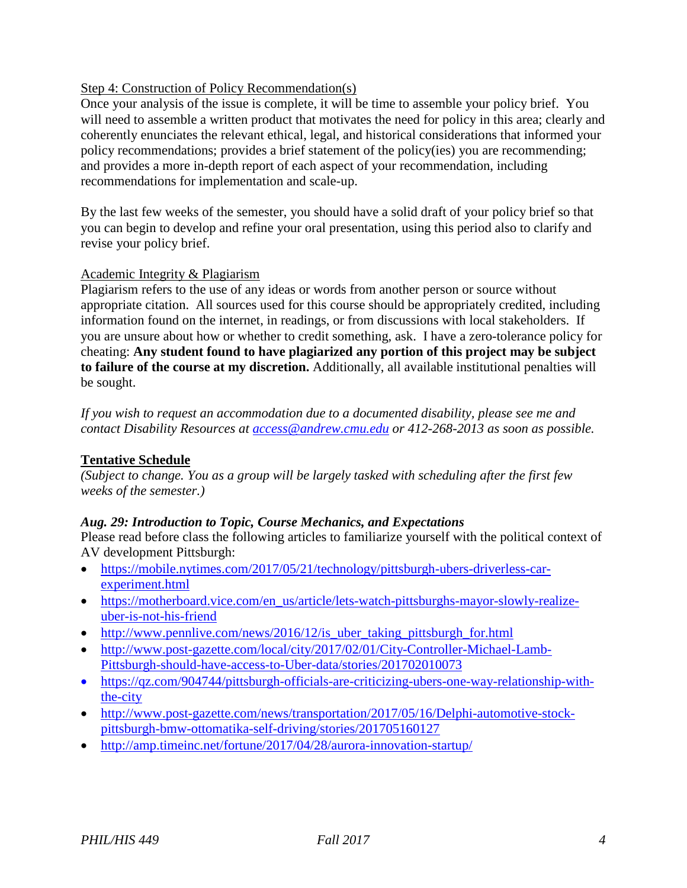Step 4: Construction of Policy Recommendation(s)

Once your analysis of the issue is complete, it will be time to assemble your policy brief. You will need to assemble a written product that motivates the need for policy in this area; clearly and coherently enunciates the relevant ethical, legal, and historical considerations that informed your policy recommendations; provides a brief statement of the policy(ies) you are recommending; and provides a more in-depth report of each aspect of your recommendation, including recommendations for implementation and scale-up.

By the last few weeks of the semester, you should have a solid draft of your policy brief so that you can begin to develop and refine your oral presentation, using this period also to clarify and revise your policy brief.

Academic Integrity & Plagiarism

Plagiarism refers to the use of any ideas or words from another person or source without appropriate citation. All sources used for this course should be appropriately credited, including information found on the internet, in readings, or from discussions with local stakeholders. If you are unsure about how or whether to credit something, ask. I have a zero-tolerance policy for cheating: **Any student found to have plagiarized any portion of this project may be subject to failure of the course at my discretion.** Additionally, all available institutional penalties will be sought.

*If you wish to request an accommodation due to a documented disability, please see me and contact Disability Resources at [access@andrew.cmu.edu](mailto:access@andrew.cmu.edu) or 412-268-2013 as soon as possible.*

## Tentative Schedule

*(Subject to change. You as a group will be largely tasked with scheduling after the first few weeks of the semester.)*

### *Aug. 29: Introduction to Topic, Course Mechanics, and Expectations*

Please read before class the following articles to familiarize yourself with the political context of AV development Pittsburgh:

- https://mobile.nytimes.com/2017/05/21/technology/pittsburgh-ubers-driverless-car-experiment.html
- https://motherboard.vice.com/en_us/article/lets-watch-pittsburghs-mayor-slowly-realize-uber-is-not-his-friend
- http://www.pennlive.com/news/2016/12/is_uber_taking_pittsburgh_for.html
- http://www.post-gazette.com/local/city/2017/02/01/City-Controller-Michael-Lamb-Pittsburgh-should-have-access-to-Uber-data/stories/201702010073
- https://qz.com/904744/pittsburgh-officials-are-criticizing-ubers-one-way-relationship-with-the-city
- http://www.post-gazette.com/news/transportation/2017/05/16/Delphi-automotive-stock-pittsburgh-bmw-ottomatika-self-driving/stories/201705160127
- http://amp.timeinc.net/fortune/2017/04/28/aurora-innovation-startup/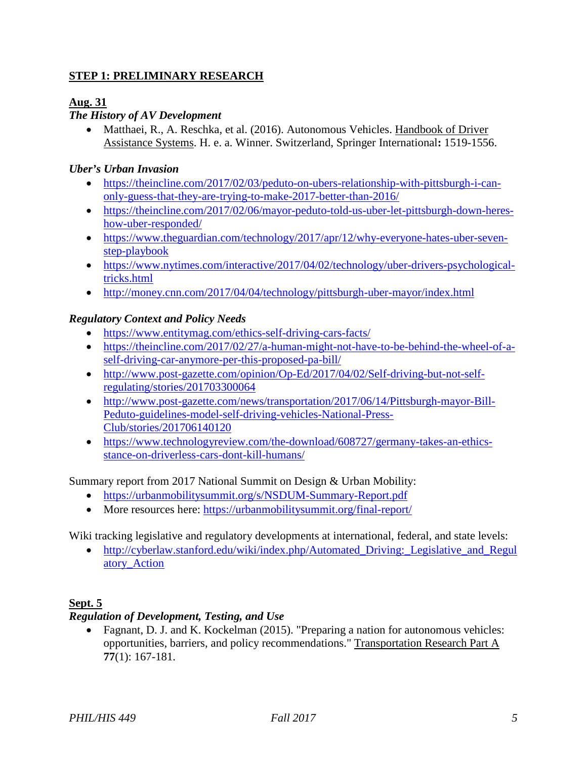## STEP 1: PRELIMINARY RESEARCH

**Aug. 31**

***The History of AV Development***

- Matthaei, R., A. Reschka, et al. (2016). Autonomous Vehicles. Handbook of Driver Assistance Systems. H. e. a. Winner. Switzerland, Springer International**:** 1519-1556.

***Uber's Urban Invasion***

- https://theincline.com/2017/02/03/peduto-on-ubers-relationship-with-pittsburgh-i-can-only-guess-that-they-are-trying-to-make-2017-better-than-2016/
- https://theincline.com/2017/02/06/mayor-peduto-told-us-uber-let-pittsburgh-down-heres-how-uber-responded/
- https://www.theguardian.com/technology/2017/apr/12/why-everyone-hates-uber-seven-step-playbook
- https://www.nytimes.com/interactive/2017/04/02/technology/uber-drivers-psychological-tricks.html
- http://money.cnn.com/2017/04/04/technology/pittsburgh-uber-mayor/index.html

***Regulatory Context and Policy Needs***

- https://www.entitymag.com/ethics-self-driving-cars-facts/
- https://theincline.com/2017/02/27/a-human-might-not-have-to-be-behind-the-wheel-of-a-self-driving-car-anymore-per-this-proposed-pa-bill/
- http://www.post-gazette.com/opinion/Op-Ed/2017/04/02/Self-driving-but-not-self-regulating/stories/201703300064
- http://www.post-gazette.com/news/transportation/2017/06/14/Pittsburgh-mayor-Bill-Peduto-guidelines-model-self-driving-vehicles-National-Press-Club/stories/201706140120
- https://www.technologyreview.com/the-download/608727/germany-takes-an-ethics-stance-on-driverless-cars-dont-kill-humans/

Summary report from 2017 National Summit on Design & Urban Mobility:

- https://urbanmobilitysummit.org/s/NSDUM-Summary-Report.pdf
- More resources here: https://urbanmobilitysummit.org/final-report/

Wiki tracking legislative and regulatory developments at international, federal, and state levels:

- http://cyberlaw.stanford.edu/wiki/index.php/Automated_Driving:_Legislative_and_Regulatory_Action

**Sept. 5**

***Regulation of Development, Testing, and Use***

- Fagnant, D. J. and K. Kockelman (2015). "Preparing a nation for autonomous vehicles: opportunities, barriers, and policy recommendations." Transportation Research Part A **77**(1): 167-181.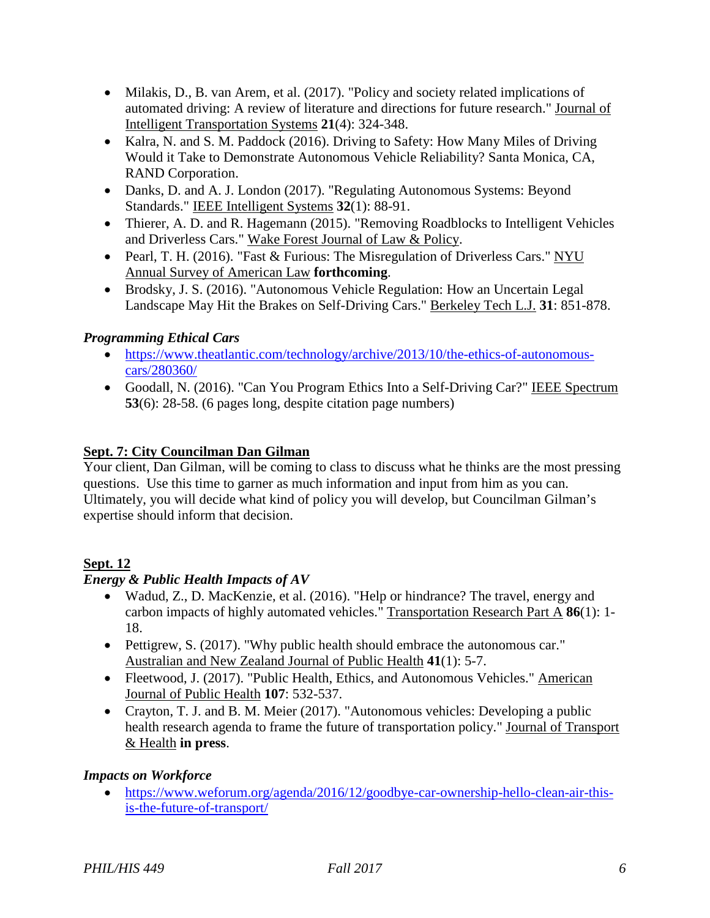- Milakis, D., B. van Arem, et al. (2017). "Policy and society related implications of automated driving: A review of literature and directions for future research." Journal of Intelligent Transportation Systems **21**(4): 324-348.
- Kalra, N. and S. M. Paddock (2016). Driving to Safety: How Many Miles of Driving Would it Take to Demonstrate Autonomous Vehicle Reliability? Santa Monica, CA, RAND Corporation.
- Danks, D. and A. J. London (2017). "Regulating Autonomous Systems: Beyond Standards." IEEE Intelligent Systems **32**(1): 88-91.
- Thierer, A. D. and R. Hagemann (2015). "Removing Roadblocks to Intelligent Vehicles and Driverless Cars." Wake Forest Journal of Law & Policy.
- Pearl, T. H. (2016). "Fast & Furious: The Misregulation of Driverless Cars." NYU Annual Survey of American Law **forthcoming**.
- Brodsky, J. S. (2016). "Autonomous Vehicle Regulation: How an Uncertain Legal Landscape May Hit the Brakes on Self-Driving Cars." Berkeley Tech L.J. **31**: 851-878.

***Programming Ethical Cars***

- https://www.theatlantic.com/technology/archive/2013/10/the-ethics-of-autonomous-cars/280360/
- Goodall, N. (2016). "Can You Program Ethics Into a Self-Driving Car?" IEEE Spectrum **53**(6): 28-58. (6 pages long, despite citation page numbers)

**Sept. 7: City Councilman Dan Gilman**

Your client, Dan Gilman, will be coming to class to discuss what he thinks are the most pressing questions. Use this time to garner as much information and input from him as you can. Ultimately, you will decide what kind of policy you will develop, but Councilman Gilman's expertise should inform that decision.

**Sept. 12**

***Energy & Public Health Impacts of AV***

- Wadud, Z., D. MacKenzie, et al. (2016). "Help or hindrance? The travel, energy and carbon impacts of highly automated vehicles." Transportation Research Part A **86**(1): 1-18.
- Pettigrew, S. (2017). "Why public health should embrace the autonomous car." Australian and New Zealand Journal of Public Health **41**(1): 5-7.
- Fleetwood, J. (2017). "Public Health, Ethics, and Autonomous Vehicles." American Journal of Public Health **107**: 532-537.
- Crayton, T. J. and B. M. Meier (2017). "Autonomous vehicles: Developing a public health research agenda to frame the future of transportation policy." Journal of Transport & Health **in press**.

***Impacts on Workforce***

- https://www.weforum.org/agenda/2016/12/goodbye-car-ownership-hello-clean-air-this-is-the-future-of-transport/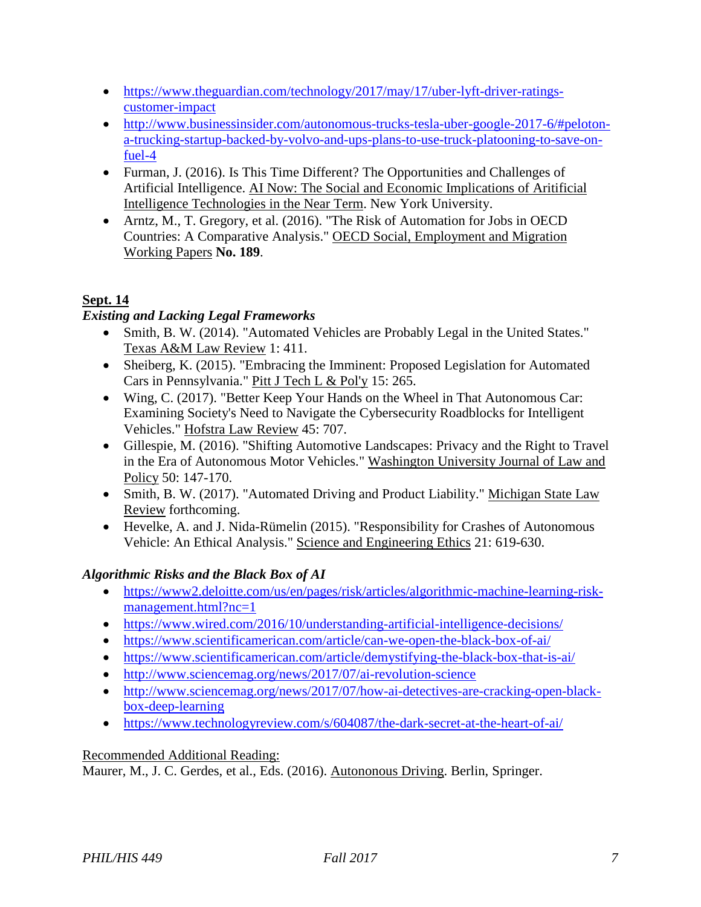- https://www.theguardian.com/technology/2017/may/17/uber-lyft-driver-ratings-customer-impact
- http://www.businessinsider.com/autonomous-trucks-tesla-uber-google-2017-6/#peloton-a-trucking-startup-backed-by-volvo-and-ups-plans-to-use-truck-platooning-to-save-on-fuel-4
- Furman, J. (2016). Is This Time Different? The Opportunities and Challenges of Artificial Intelligence. AI Now: The Social and Economic Implications of Aritificial Intelligence Technologies in the Near Term. New York University.
- Arntz, M., T. Gregory, et al. (2016). "The Risk of Automation for Jobs in OECD Countries: A Comparative Analysis." OECD Social, Employment and Migration Working Papers **No. 189**.

**Sept. 14**

***Existing and Lacking Legal Frameworks***

- Smith, B. W. (2014). "Automated Vehicles are Probably Legal in the United States." Texas A&M Law Review 1: 411.
- Sheiberg, K. (2015). "Embracing the Imminent: Proposed Legislation for Automated Cars in Pennsylvania." Pitt J Tech L & Pol'y 15: 265.
- Wing, C. (2017). "Better Keep Your Hands on the Wheel in That Autonomous Car: Examining Society's Need to Navigate the Cybersecurity Roadblocks for Intelligent Vehicles." Hofstra Law Review 45: 707.
- Gillespie, M. (2016). "Shifting Automotive Landscapes: Privacy and the Right to Travel in the Era of Autonomous Motor Vehicles." Washington University Journal of Law and Policy 50: 147-170.
- Smith, B. W. (2017). "Automated Driving and Product Liability." Michigan State Law Review forthcoming.
- Hevelke, A. and J. Nida-Rümelin (2015). "Responsibility for Crashes of Autonomous Vehicle: An Ethical Analysis." Science and Engineering Ethics 21: 619-630.

***Algorithmic Risks and the Black Box of AI***

- https://www2.deloitte.com/us/en/pages/risk/articles/algorithmic-machine-learning-risk-management.html?nc=1
- https://www.wired.com/2016/10/understanding-artificial-intelligence-decisions/
- https://www.scientificamerican.com/article/can-we-open-the-black-box-of-ai/
- https://www.scientificamerican.com/article/demystifying-the-black-box-that-is-ai/
- http://www.sciencemag.org/news/2017/07/ai-revolution-science
- http://www.sciencemag.org/news/2017/07/how-ai-detectives-are-cracking-open-black-box-deep-learning
- https://www.technologyreview.com/s/604087/the-dark-secret-at-the-heart-of-ai/

Recommended Additional Reading:
Maurer, M., J. C. Gerdes, et al., Eds. (2016). Autononous Driving. Berlin, Springer.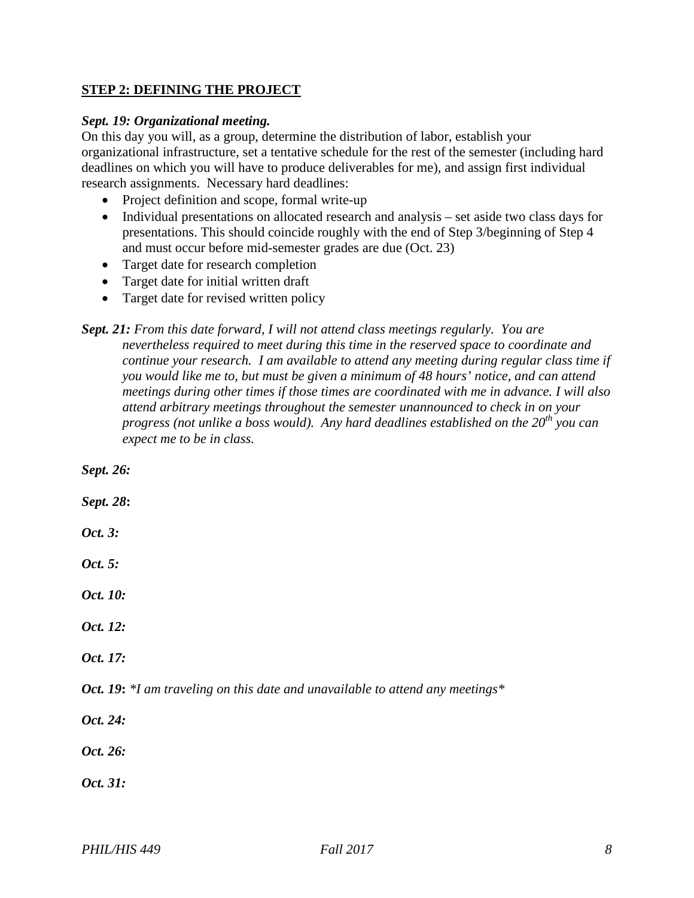## STEP 2: DEFINING THE PROJECT

***Sept. 19: Organizational meeting.***

On this day you will, as a group, determine the distribution of labor, establish your organizational infrastructure, set a tentative schedule for the rest of the semester (including hard deadlines on which you will have to produce deliverables for me), and assign first individual research assignments. Necessary hard deadlines:

- Project definition and scope, formal write-up
- Individual presentations on allocated research and analysis – set aside two class days for presentations. This should coincide roughly with the end of Step 3/beginning of Step 4 and must occur before mid-semester grades are due (Oct. 23)
- Target date for research completion
- Target date for initial written draft
- Target date for revised written policy

***Sept. 21:*** *From this date forward, I will not attend class meetings regularly. You are nevertheless required to meet during this time in the reserved space to coordinate and continue your research. I am available to attend any meeting during regular class time if you would like me to, but must be given a minimum of 48 hours' notice, and can attend meetings during other times if those times are coordinated with me in advance. I will also attend arbitrary meetings throughout the semester unannounced to check in on your progress (not unlike a boss would). Any hard deadlines established on the 20th you can expect me to be in class.*

***Sept. 26:***

***Sept. 28:***

***Oct. 3:***

***Oct. 5:***

***Oct. 10:***

***Oct. 12:***

***Oct. 17:***

***Oct. 19:*** *\*I am traveling on this date and unavailable to attend any meetings\**

***Oct. 24:***

***Oct. 26:***

***Oct. 31:***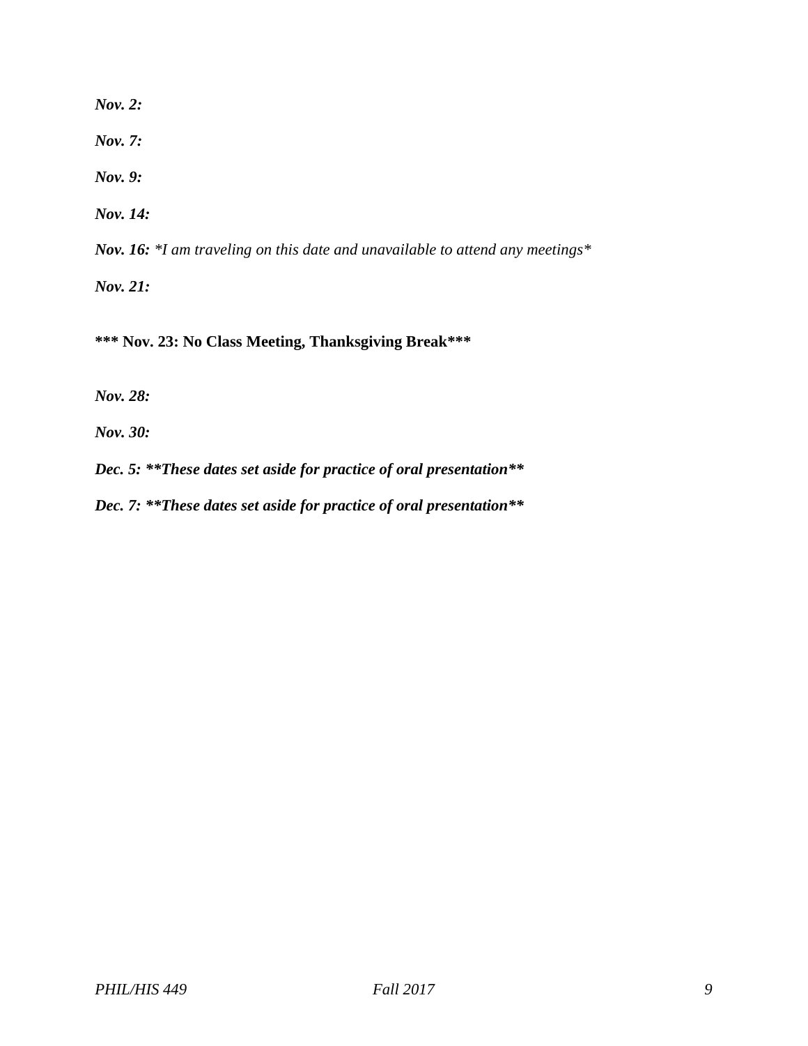***Nov. 2:***

***Nov. 7:***

***Nov. 9:***

***Nov. 14:***

***Nov. 16:*** *\*I am traveling on this date and unavailable to attend any meetings\**

***Nov. 21:***

**\*\*\* Nov. 23: No Class Meeting, Thanksgiving Break\*\*\***

***Nov. 28:***

***Nov. 30:***

***Dec. 5: \*\*These dates set aside for practice of oral presentation\*\****

***Dec. 7: \*\*These dates set aside for practice of oral presentation\*\****